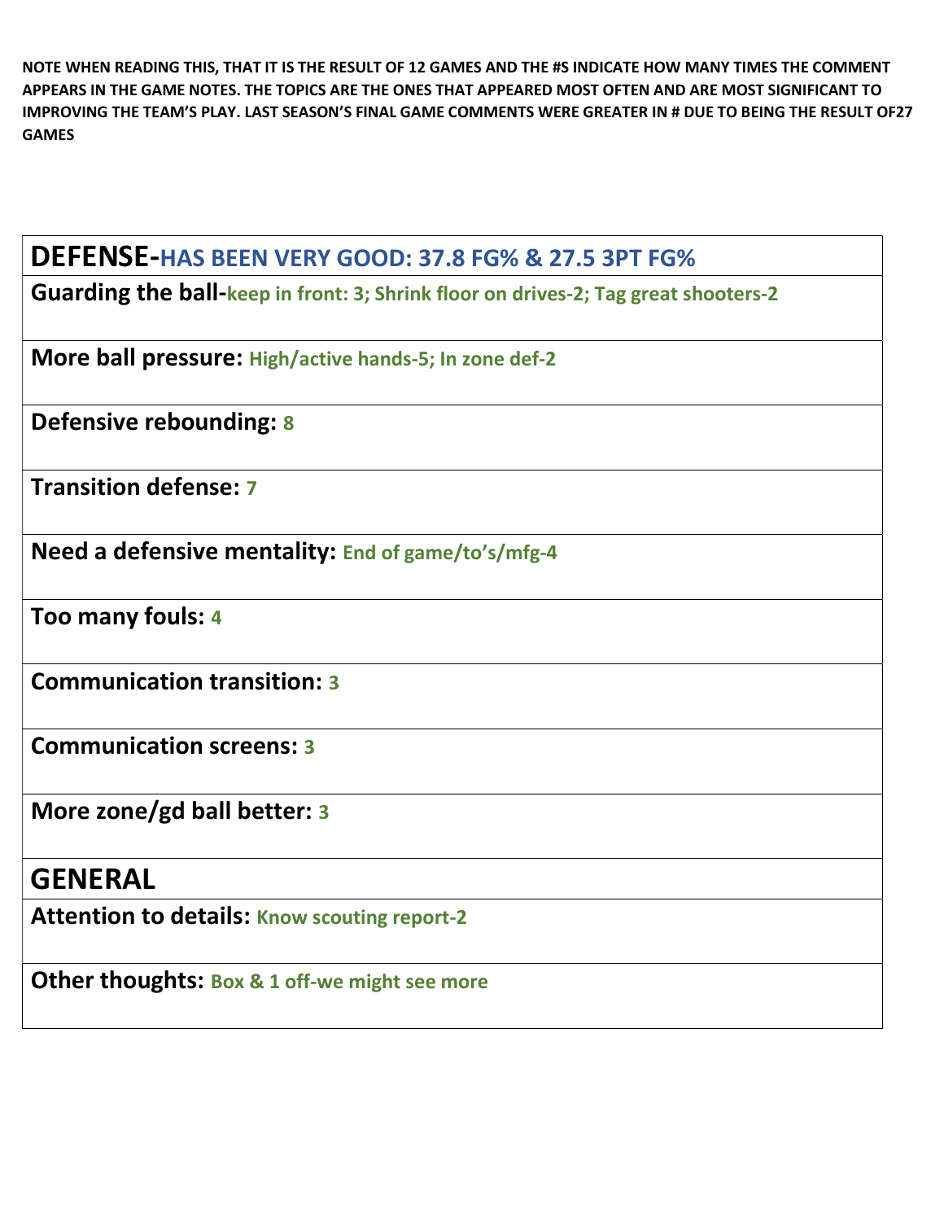**NOTE WHEN READING THIS, THAT IT IS THE RESULT OF 12 GAMES AND THE #S INDICATE HOW MANY TIMES THE COMMENT APPEARS IN THE GAME NOTES. THE TOPICS ARE THE ONES THAT APPEARED MOST OFTEN AND ARE MOST SIGNIFICANT TO IMPROVING THE TEAM'S PLAY. LAST SEASON'S FINAL GAME COMMENTS WERE GREATER IN # DUE TO BEING THE RESULT OF27 GAMES**

| **DEFENSE-HAS BEEN VERY GOOD: 37.8 FG% & 27.5 3PT FG%** |
|---|
| **Guarding the ball-**keep in front: 3; Shrink floor on drives-2; Tag great shooters-2 |
| **More ball pressure:** High/active hands-5; In zone def-2 |
| **Defensive rebounding:** 8 |
| **Transition defense:** 7 |
| **Need a defensive mentality:** End of game/to's/mfg-4 |
| **Too many fouls:** 4 |
| **Communication transition:** 3 |
| **Communication screens:** 3 |
| **More zone/gd ball better:** 3 |
| **GENERAL** |
| **Attention to details:** Know scouting report-2 |
| **Other thoughts:** Box & 1 off-we might see more |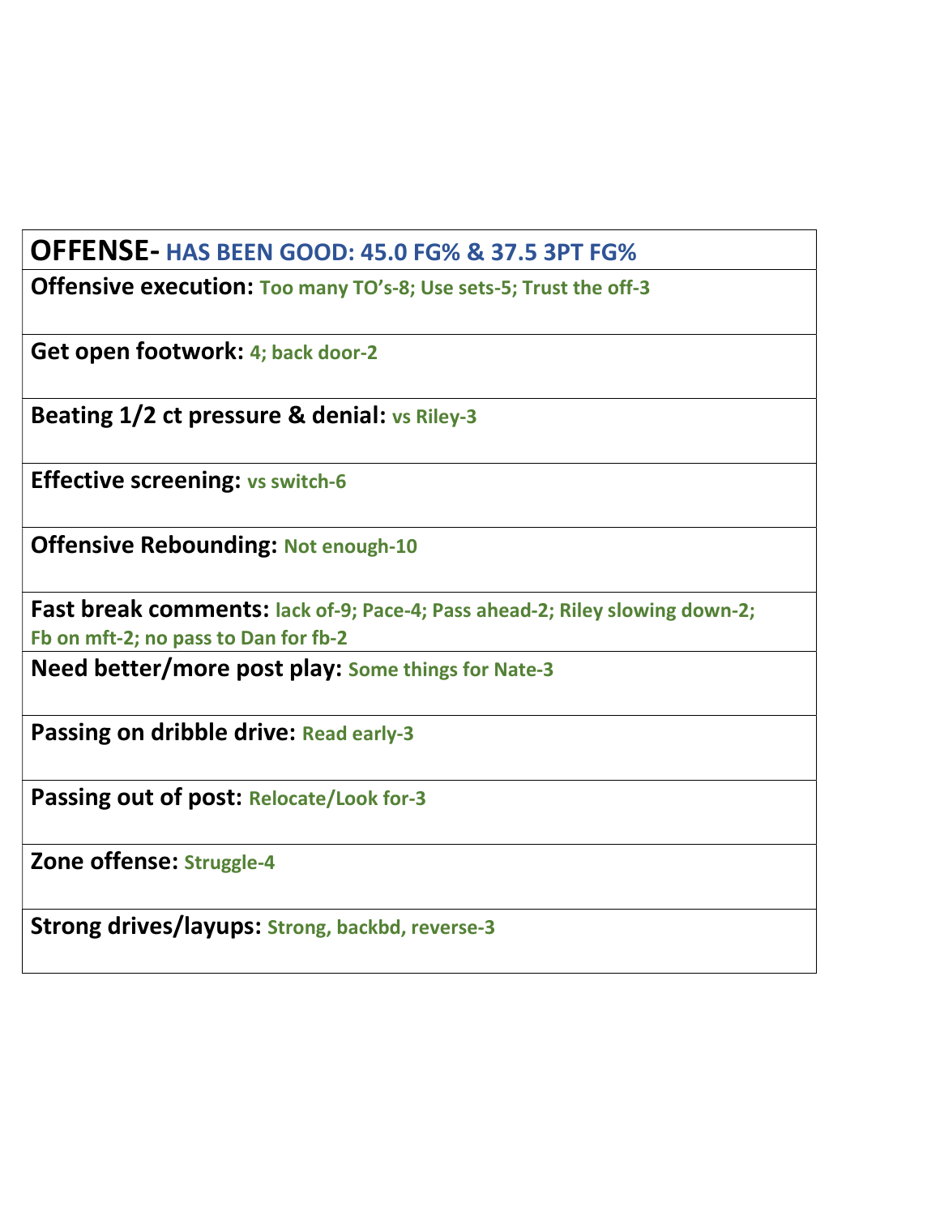| OFFENSE- HAS BEEN GOOD: 45.0 FG% & 37.5 3PT FG% |
|---|
| **Offensive execution:** Too many TO's-8; Use sets-5; Trust the off-3 |
| **Get open footwork:** 4; back door-2 |
| **Beating 1/2 ct pressure & denial:** vs Riley-3 |
| **Effective screening:** vs switch-6 |
| **Offensive Rebounding:** Not enough-10 |
| **Fast break comments:** lack of-9; Pace-4; Pass ahead-2; Riley slowing down-2; Fb on mft-2; no pass to Dan for fb-2 |
| **Need better/more post play:** Some things for Nate-3 |
| **Passing on dribble drive:** Read early-3 |
| **Passing out of post:** Relocate/Look for-3 |
| **Zone offense:** Struggle-4 |
| **Strong drives/layups:** Strong, backbd, reverse-3 |